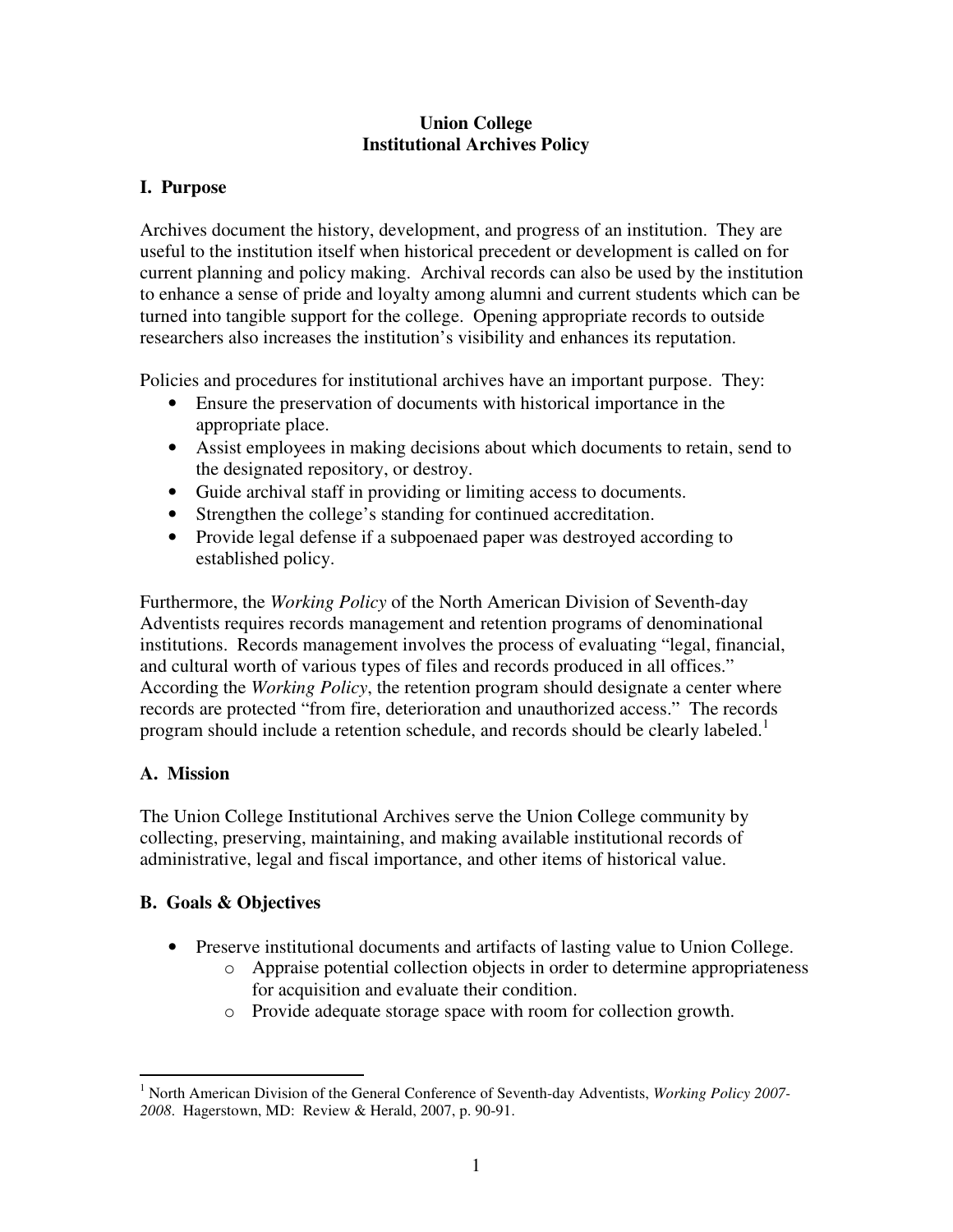# Union College
# Institutional Archives Policy

## I. Purpose

Archives document the history, development, and progress of an institution. They are useful to the institution itself when historical precedent or development is called on for current planning and policy making. Archival records can also be used by the institution to enhance a sense of pride and loyalty among alumni and current students which can be turned into tangible support for the college. Opening appropriate records to outside researchers also increases the institution's visibility and enhances its reputation.

Policies and procedures for institutional archives have an important purpose. They:

- Ensure the preservation of documents with historical importance in the appropriate place.
- Assist employees in making decisions about which documents to retain, send to the designated repository, or destroy.
- Guide archival staff in providing or limiting access to documents.
- Strengthen the college's standing for continued accreditation.
- Provide legal defense if a subpoenaed paper was destroyed according to established policy.

Furthermore, the *Working Policy* of the North American Division of Seventh-day Adventists requires records management and retention programs of denominational institutions. Records management involves the process of evaluating "legal, financial, and cultural worth of various types of files and records produced in all offices." According the *Working Policy*, the retention program should designate a center where records are protected "from fire, deterioration and unauthorized access." The records program should include a retention schedule, and records should be clearly labeled.[1]

### A. Mission

The Union College Institutional Archives serve the Union College community by collecting, preserving, maintaining, and making available institutional records of administrative, legal and fiscal importance, and other items of historical value.

### B. Goals & Objectives

- Preserve institutional documents and artifacts of lasting value to Union College.
  - Appraise potential collection objects in order to determine appropriateness for acquisition and evaluate their condition.
  - Provide adequate storage space with room for collection growth.

---

[1] North American Division of the General Conference of Seventh-day Adventists, *Working Policy 2007-2008*. Hagerstown, MD: Review & Herald, 2007, p. 90-91.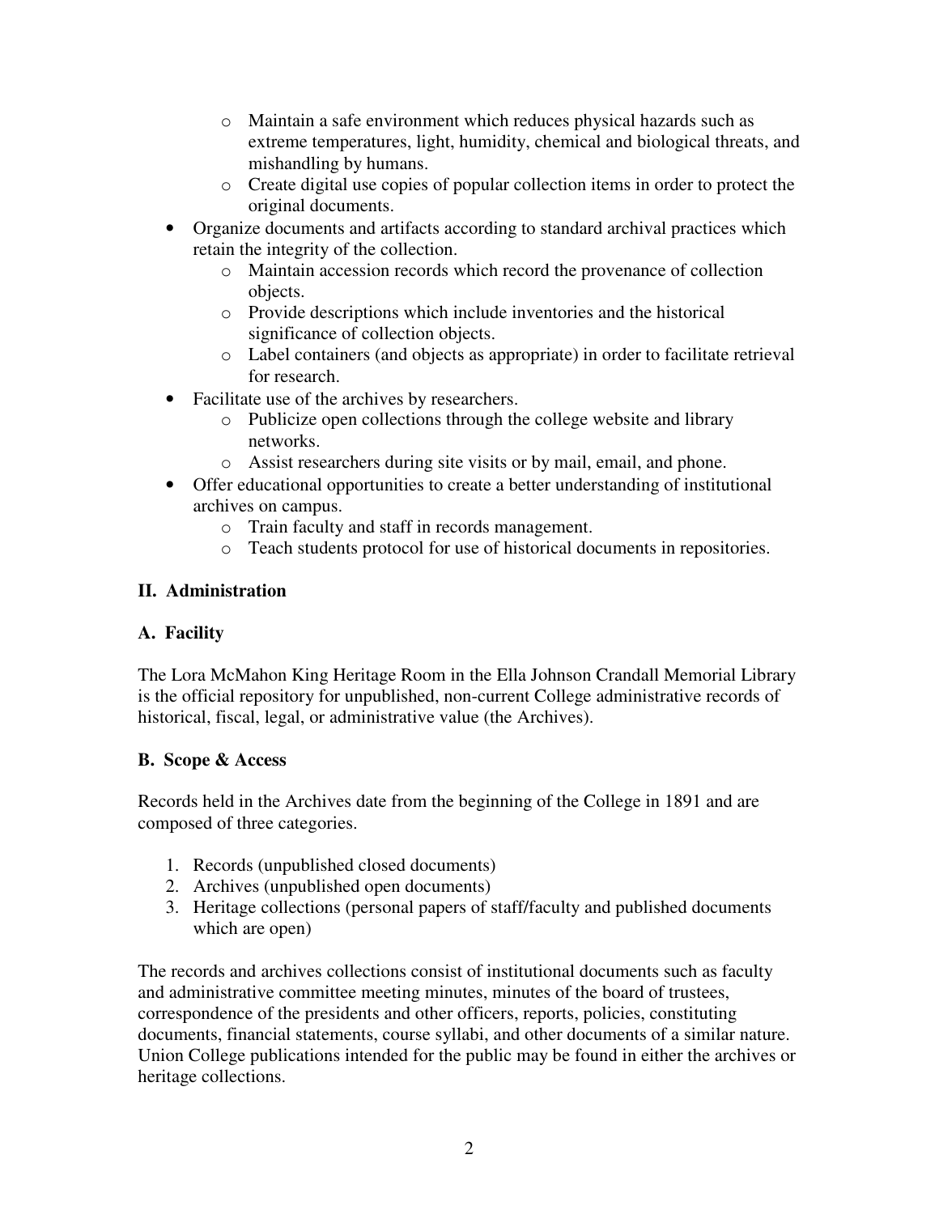- Maintain a safe environment which reduces physical hazards such as extreme temperatures, light, humidity, chemical and biological threats, and mishandling by humans.
    - Create digital use copies of popular collection items in order to protect the original documents.
- Organize documents and artifacts according to standard archival practices which retain the integrity of the collection.
    - Maintain accession records which record the provenance of collection objects.
    - Provide descriptions which include inventories and the historical significance of collection objects.
    - Label containers (and objects as appropriate) in order to facilitate retrieval for research.
- Facilitate use of the archives by researchers.
    - Publicize open collections through the college website and library networks.
    - Assist researchers during site visits or by mail, email, and phone.
- Offer educational opportunities to create a better understanding of institutional archives on campus.
    - Train faculty and staff in records management.
    - Teach students protocol for use of historical documents in repositories.

## II. Administration

### A. Facility

The Lora McMahon King Heritage Room in the Ella Johnson Crandall Memorial Library is the official repository for unpublished, non-current College administrative records of historical, fiscal, legal, or administrative value (the Archives).

### B. Scope & Access

Records held in the Archives date from the beginning of the College in 1891 and are composed of three categories.

1. Records (unpublished closed documents)
2. Archives (unpublished open documents)
3. Heritage collections (personal papers of staff/faculty and published documents which are open)

The records and archives collections consist of institutional documents such as faculty and administrative committee meeting minutes, minutes of the board of trustees, correspondence of the presidents and other officers, reports, policies, constituting documents, financial statements, course syllabi, and other documents of a similar nature. Union College publications intended for the public may be found in either the archives or heritage collections.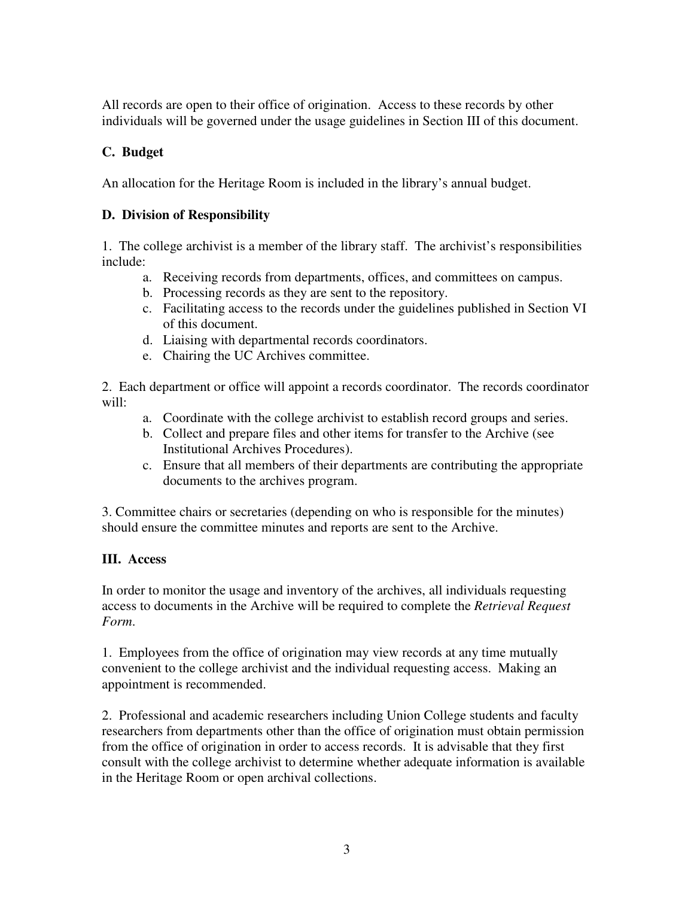All records are open to their office of origination. Access to these records by other individuals will be governed under the usage guidelines in Section III of this document.

### C. Budget

An allocation for the Heritage Room is included in the library's annual budget.

### D. Division of Responsibility

1. The college archivist is a member of the library staff. The archivist's responsibilities include:
   a. Receiving records from departments, offices, and committees on campus.
   b. Processing records as they are sent to the repository.
   c. Facilitating access to the records under the guidelines published in Section VI of this document.
   d. Liaising with departmental records coordinators.
   e. Chairing the UC Archives committee.

2. Each department or office will appoint a records coordinator. The records coordinator will:
   a. Coordinate with the college archivist to establish record groups and series.
   b. Collect and prepare files and other items for transfer to the Archive (see Institutional Archives Procedures).
   c. Ensure that all members of their departments are contributing the appropriate documents to the archives program.

3. Committee chairs or secretaries (depending on who is responsible for the minutes) should ensure the committee minutes and reports are sent to the Archive.

## III. Access

In order to monitor the usage and inventory of the archives, all individuals requesting access to documents in the Archive will be required to complete the *Retrieval Request Form.*

1. Employees from the office of origination may view records at any time mutually convenient to the college archivist and the individual requesting access. Making an appointment is recommended.

2. Professional and academic researchers including Union College students and faculty researchers from departments other than the office of origination must obtain permission from the office of origination in order to access records. It is advisable that they first consult with the college archivist to determine whether adequate information is available in the Heritage Room or open archival collections.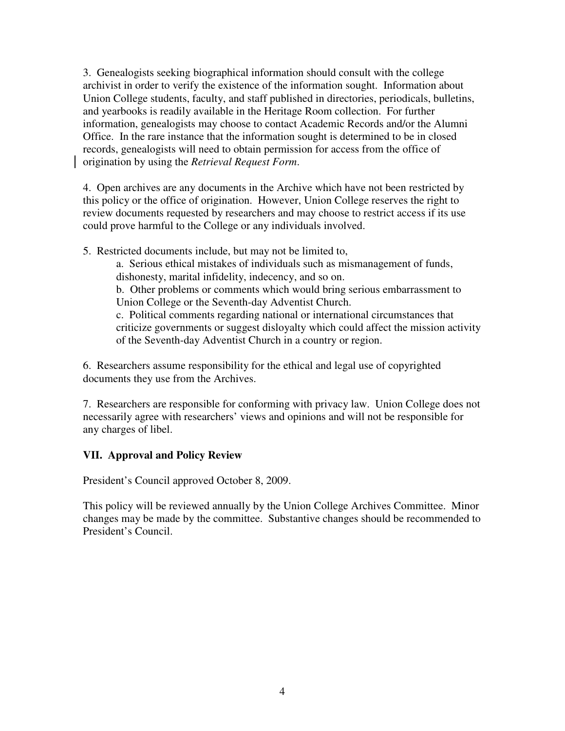3. Genealogists seeking biographical information should consult with the college archivist in order to verify the existence of the information sought. Information about Union College students, faculty, and staff published in directories, periodicals, bulletins, and yearbooks is readily available in the Heritage Room collection. For further information, genealogists may choose to contact Academic Records and/or the Alumni Office. In the rare instance that the information sought is determined to be in closed records, genealogists will need to obtain permission for access from the office of origination by using the *Retrieval Request Form*.

4. Open archives are any documents in the Archive which have not been restricted by this policy or the office of origination. However, Union College reserves the right to review documents requested by researchers and may choose to restrict access if its use could prove harmful to the College or any individuals involved.

5. Restricted documents include, but may not be limited to,

   a. Serious ethical mistakes of individuals such as mismanagement of funds, dishonesty, marital infidelity, indecency, and so on.

   b. Other problems or comments which would bring serious embarrassment to Union College or the Seventh-day Adventist Church.

   c. Political comments regarding national or international circumstances that criticize governments or suggest disloyalty which could affect the mission activity of the Seventh-day Adventist Church in a country or region.

6. Researchers assume responsibility for the ethical and legal use of copyrighted documents they use from the Archives.

7. Researchers are responsible for conforming with privacy law. Union College does not necessarily agree with researchers' views and opinions and will not be responsible for any charges of libel.

## VII. Approval and Policy Review

President's Council approved October 8, 2009.

This policy will be reviewed annually by the Union College Archives Committee. Minor changes may be made by the committee. Substantive changes should be recommended to President's Council.